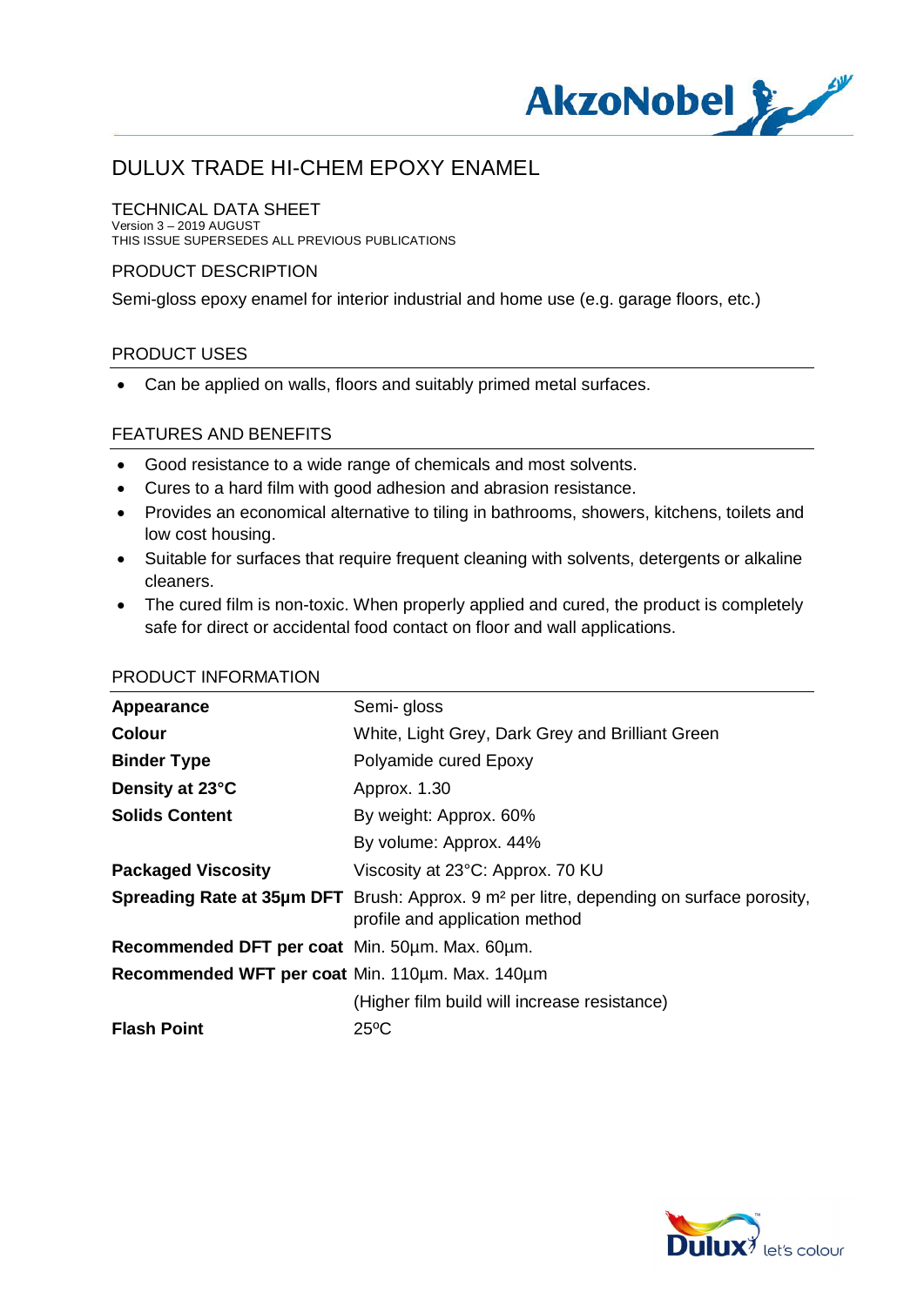# DULUX TRADE HI-CHEM EPOXY ENAMEL

## TECHNICAL DATA SHEET

Version 3 – 2019 AUGUST
THIS ISSUE SUPERSEDES ALL PREVIOUS PUBLICATIONS

## PRODUCT DESCRIPTION

Semi-gloss epoxy enamel for interior industrial and home use (e.g. garage floors, etc.)

## PRODUCT USES

- Can be applied on walls, floors and suitably primed metal surfaces.

## FEATURES AND BENEFITS

- Good resistance to a wide range of chemicals and most solvents.
- Cures to a hard film with good adhesion and abrasion resistance.
- Provides an economical alternative to tiling in bathrooms, showers, kitchens, toilets and low cost housing.
- Suitable for surfaces that require frequent cleaning with solvents, detergents or alkaline cleaners.
- The cured film is non-toxic. When properly applied and cured, the product is completely safe for direct or accidental food contact on floor and wall applications.

## PRODUCT INFORMATION

| | |
|---|---|
| **Appearance** | Semi- gloss |
| **Colour** | White, Light Grey, Dark Grey and Brilliant Green |
| **Binder Type** | Polyamide cured Epoxy |
| **Density at 23°C** | Approx. 1.30 |
| **Solids Content** | By weight: Approx. 60% |
| | By volume: Approx. 44% |
| **Packaged Viscosity** | Viscosity at 23°C: Approx. 70 KU |
| **Spreading Rate at 35µm DFT** | Brush: Approx. 9 m² per litre, depending on surface porosity, profile and application method |
| **Recommended DFT per coat** | Min. 50µm. Max. 60µm. |
| **Recommended WFT per coat** | Min. 110µm. Max. 140µm |
| | (Higher film build will increase resistance) |
| **Flash Point** | 25ºC |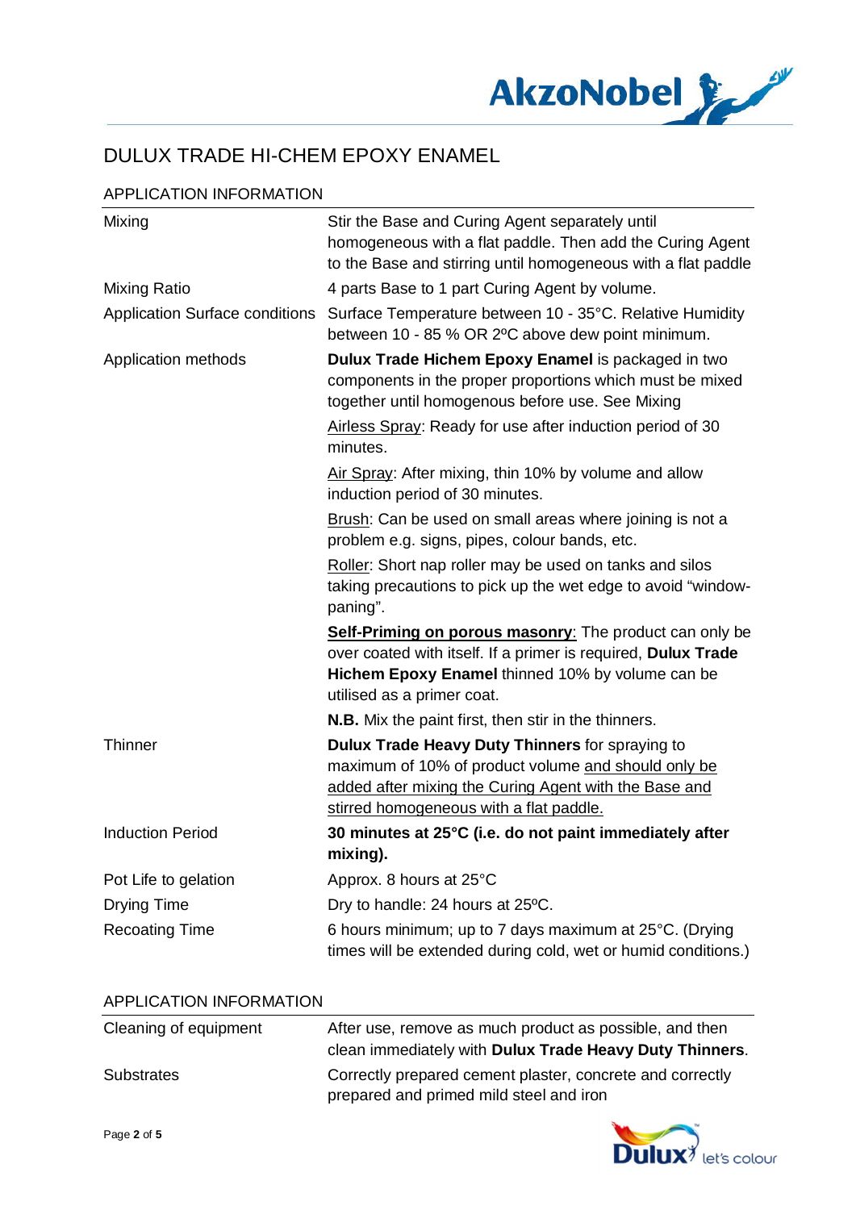# DULUX TRADE HI-CHEM EPOXY ENAMEL

## APPLICATION INFORMATION

| | |
|---|---|
| Mixing | Stir the Base and Curing Agent separately until homogeneous with a flat paddle. Then add the Curing Agent to the Base and stirring until homogeneous with a flat paddle |
| Mixing Ratio | 4 parts Base to 1 part Curing Agent by volume. |
| Application Surface conditions | Surface Temperature between 10 - 35°C. Relative Humidity between 10 - 85 % OR 2ºC above dew point minimum. |
| Application methods | **Dulux Trade Hichem Epoxy Enamel** is packaged in two components in the proper proportions which must be mixed together until homogenous before use. See Mixing<br><br>Airless Spray: Ready for use after induction period of 30 minutes.<br><br>Air Spray: After mixing, thin 10% by volume and allow induction period of 30 minutes.<br><br>Brush: Can be used on small areas where joining is not a problem e.g. signs, pipes, colour bands, etc.<br><br>Roller: Short nap roller may be used on tanks and silos taking precautions to pick up the wet edge to avoid "window-paning".<br><br>**Self-Priming on porous masonry**: The product can only be over coated with itself. If a primer is required, **Dulux Trade Hichem Epoxy Enamel** thinned 10% by volume can be utilised as a primer coat.<br><br>**N.B.** Mix the paint first, then stir in the thinners. |
| Thinner | **Dulux Trade Heavy Duty Thinners** for spraying to maximum of 10% of product volume and should only be added after mixing the Curing Agent with the Base and stirred homogeneous with a flat paddle. |
| Induction Period | **30 minutes at 25°C (i.e. do not paint immediately after mixing).** |
| Pot Life to gelation | Approx. 8 hours at 25°C |
| Drying Time | Dry to handle: 24 hours at 25ºC. |
| Recoating Time | 6 hours minimum; up to 7 days maximum at 25°C. (Drying times will be extended during cold, wet or humid conditions.) |

## APPLICATION INFORMATION

| | |
|---|---|
| Cleaning of equipment | After use, remove as much product as possible, and then clean immediately with **Dulux Trade Heavy Duty Thinners**. |
| Substrates | Correctly prepared cement plaster, concrete and correctly prepared and primed mild steel and iron |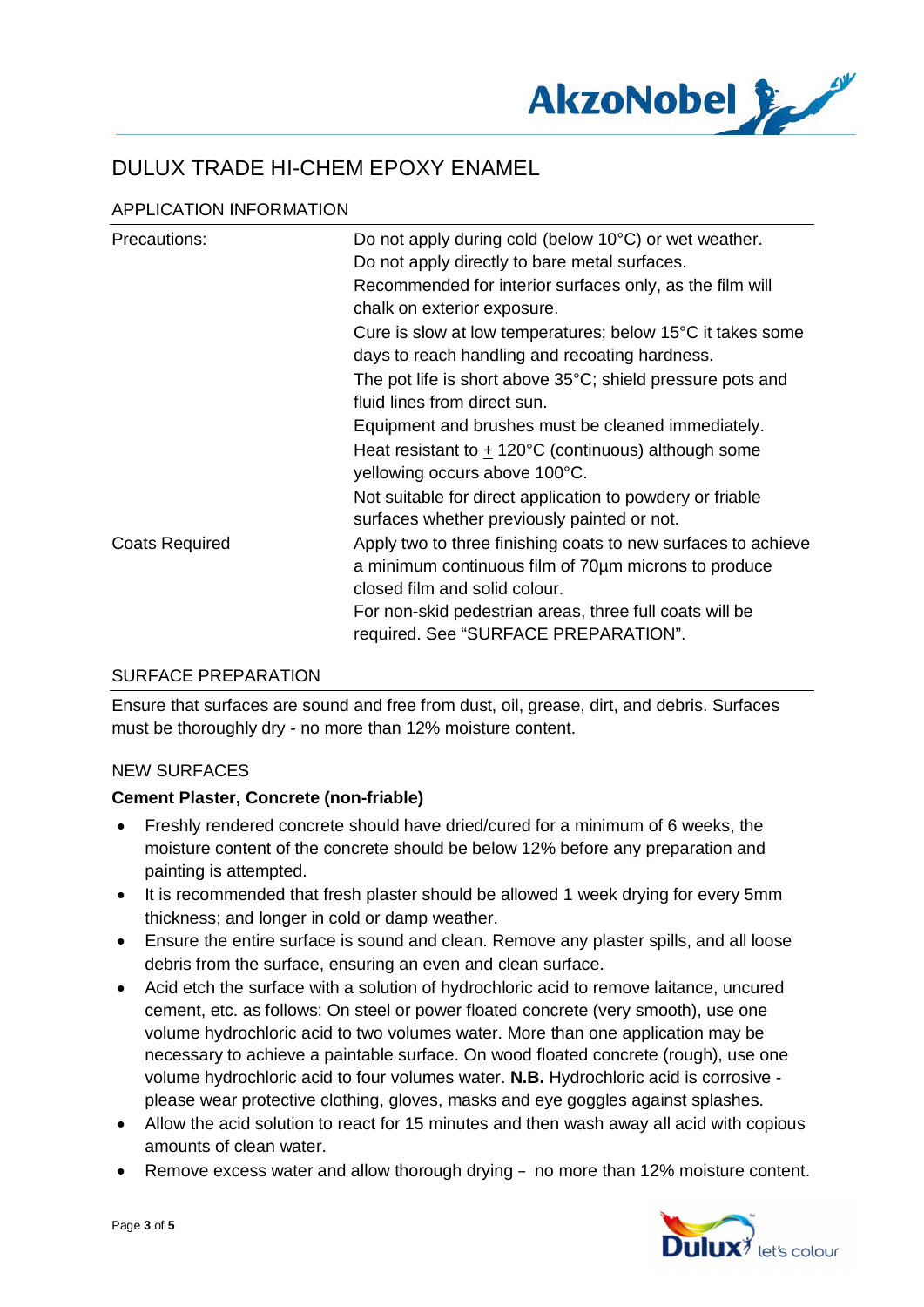# DULUX TRADE HI-CHEM EPOXY ENAMEL

## APPLICATION INFORMATION

| | |
|---|---|
| Precautions: | Do not apply during cold (below 10°C) or wet weather. Do not apply directly to bare metal surfaces. Recommended for interior surfaces only, as the film will chalk on exterior exposure. Cure is slow at low temperatures; below 15°C it takes some days to reach handling and recoating hardness. The pot life is short above 35°C; shield pressure pots and fluid lines from direct sun. Equipment and brushes must be cleaned immediately. Heat resistant to ± 120°C (continuous) although some yellowing occurs above 100°C. Not suitable for direct application to powdery or friable surfaces whether previously painted or not. |
| Coats Required | Apply two to three finishing coats to new surfaces to achieve a minimum continuous film of 70µm microns to produce closed film and solid colour. For non-skid pedestrian areas, three full coats will be required. See "SURFACE PREPARATION". |

## SURFACE PREPARATION

Ensure that surfaces are sound and free from dust, oil, grease, dirt, and debris. Surfaces must be thoroughly dry - no more than 12% moisture content.

### NEW SURFACES

**Cement Plaster, Concrete (non-friable)**

- Freshly rendered concrete should have dried/cured for a minimum of 6 weeks, the moisture content of the concrete should be below 12% before any preparation and painting is attempted.
- It is recommended that fresh plaster should be allowed 1 week drying for every 5mm thickness; and longer in cold or damp weather.
- Ensure the entire surface is sound and clean. Remove any plaster spills, and all loose debris from the surface, ensuring an even and clean surface.
- Acid etch the surface with a solution of hydrochloric acid to remove laitance, uncured cement, etc. as follows: On steel or power floated concrete (very smooth), use one volume hydrochloric acid to two volumes water. More than one application may be necessary to achieve a paintable surface. On wood floated concrete (rough), use one volume hydrochloric acid to four volumes water. **N.B.** Hydrochloric acid is corrosive - please wear protective clothing, gloves, masks and eye goggles against splashes.
- Allow the acid solution to react for 15 minutes and then wash away all acid with copious amounts of clean water.
- Remove excess water and allow thorough drying – no more than 12% moisture content.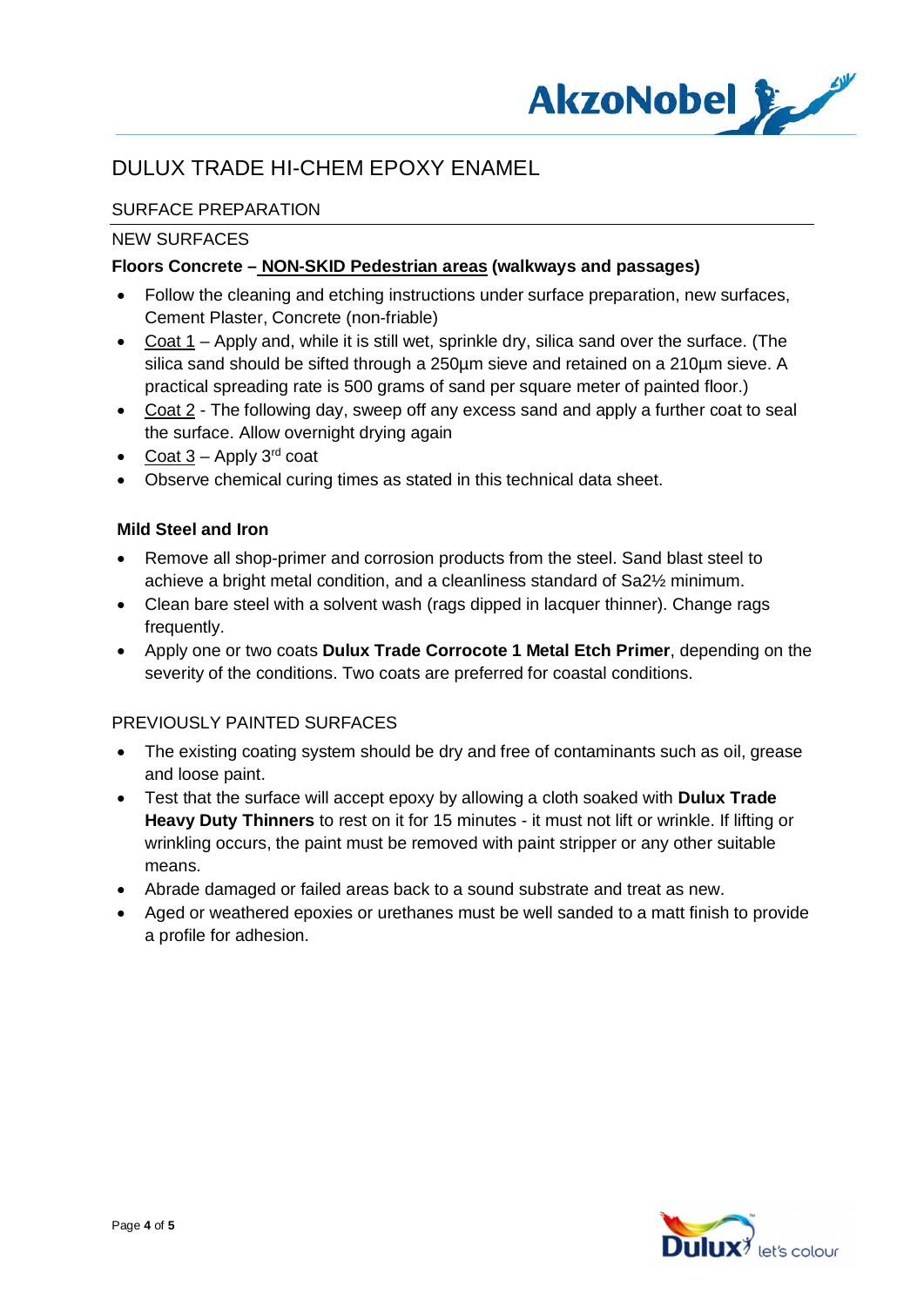# DULUX TRADE HI-CHEM EPOXY ENAMEL

## SURFACE PREPARATION

### NEW SURFACES

**Floors Concrete – NON-SKID Pedestrian areas (walkways and passages)**

- Follow the cleaning and etching instructions under surface preparation, new surfaces, Cement Plaster, Concrete (non-friable)
- Coat 1 – Apply and, while it is still wet, sprinkle dry, silica sand over the surface. (The silica sand should be sifted through a 250µm sieve and retained on a 210µm sieve. A practical spreading rate is 500 grams of sand per square meter of painted floor.)
- Coat 2 - The following day, sweep off any excess sand and apply a further coat to seal the surface. Allow overnight drying again
- Coat 3 – Apply 3rd coat
- Observe chemical curing times as stated in this technical data sheet.

**Mild Steel and Iron**

- Remove all shop-primer and corrosion products from the steel. Sand blast steel to achieve a bright metal condition, and a cleanliness standard of Sa2½ minimum.
- Clean bare steel with a solvent wash (rags dipped in lacquer thinner). Change rags frequently.
- Apply one or two coats **Dulux Trade Corrocote 1 Metal Etch Primer**, depending on the severity of the conditions. Two coats are preferred for coastal conditions.

### PREVIOUSLY PAINTED SURFACES

- The existing coating system should be dry and free of contaminants such as oil, grease and loose paint.
- Test that the surface will accept epoxy by allowing a cloth soaked with **Dulux Trade Heavy Duty Thinners** to rest on it for 15 minutes - it must not lift or wrinkle. If lifting or wrinkling occurs, the paint must be removed with paint stripper or any other suitable means.
- Abrade damaged or failed areas back to a sound substrate and treat as new.
- Aged or weathered epoxies or urethanes must be well sanded to a matt finish to provide a profile for adhesion.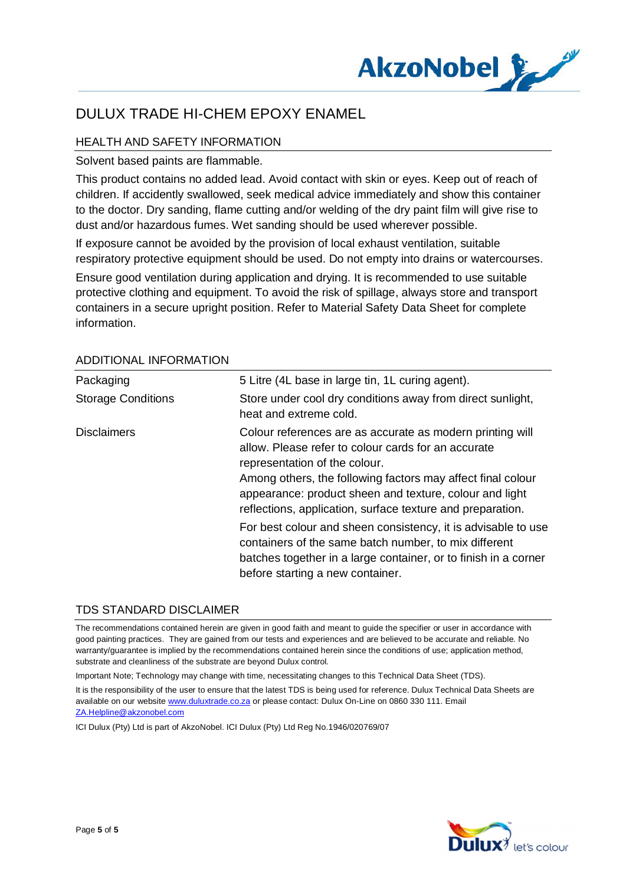# DULUX TRADE HI-CHEM EPOXY ENAMEL

## HEALTH AND SAFETY INFORMATION

Solvent based paints are flammable.

This product contains no added lead. Avoid contact with skin or eyes. Keep out of reach of children. If accidently swallowed, seek medical advice immediately and show this container to the doctor. Dry sanding, flame cutting and/or welding of the dry paint film will give rise to dust and/or hazardous fumes. Wet sanding should be used wherever possible.

If exposure cannot be avoided by the provision of local exhaust ventilation, suitable respiratory protective equipment should be used. Do not empty into drains or watercourses.

Ensure good ventilation during application and drying. It is recommended to use suitable protective clothing and equipment. To avoid the risk of spillage, always store and transport containers in a secure upright position. Refer to Material Safety Data Sheet for complete information.

## ADDITIONAL INFORMATION

| | |
|---|---|
| Packaging | 5 Litre (4L base in large tin, 1L curing agent). |
| Storage Conditions | Store under cool dry conditions away from direct sunlight, heat and extreme cold. |
| Disclaimers | Colour references are as accurate as modern printing will allow. Please refer to colour cards for an accurate representation of the colour. Among others, the following factors may affect final colour appearance: product sheen and texture, colour and light reflections, application, surface texture and preparation. For best colour and sheen consistency, it is advisable to use containers of the same batch number, to mix different batches together in a large container, or to finish in a corner before starting a new container. |

## TDS STANDARD DISCLAIMER

The recommendations contained herein are given in good faith and meant to guide the specifier or user in accordance with good painting practices. They are gained from our tests and experiences and are believed to be accurate and reliable. No warranty/guarantee is implied by the recommendations contained herein since the conditions of use; application method, substrate and cleanliness of the substrate are beyond Dulux control.

Important Note; Technology may change with time, necessitating changes to this Technical Data Sheet (TDS).

It is the responsibility of the user to ensure that the latest TDS is being used for reference. Dulux Technical Data Sheets are available on our website www.duluxtrade.co.za or please contact: Dulux On-Line on 0860 330 111. Email ZA.Helpline@akzonobel.com

ICI Dulux (Pty) Ltd is part of AkzoNobel. ICI Dulux (Pty) Ltd Reg No.1946/020769/07